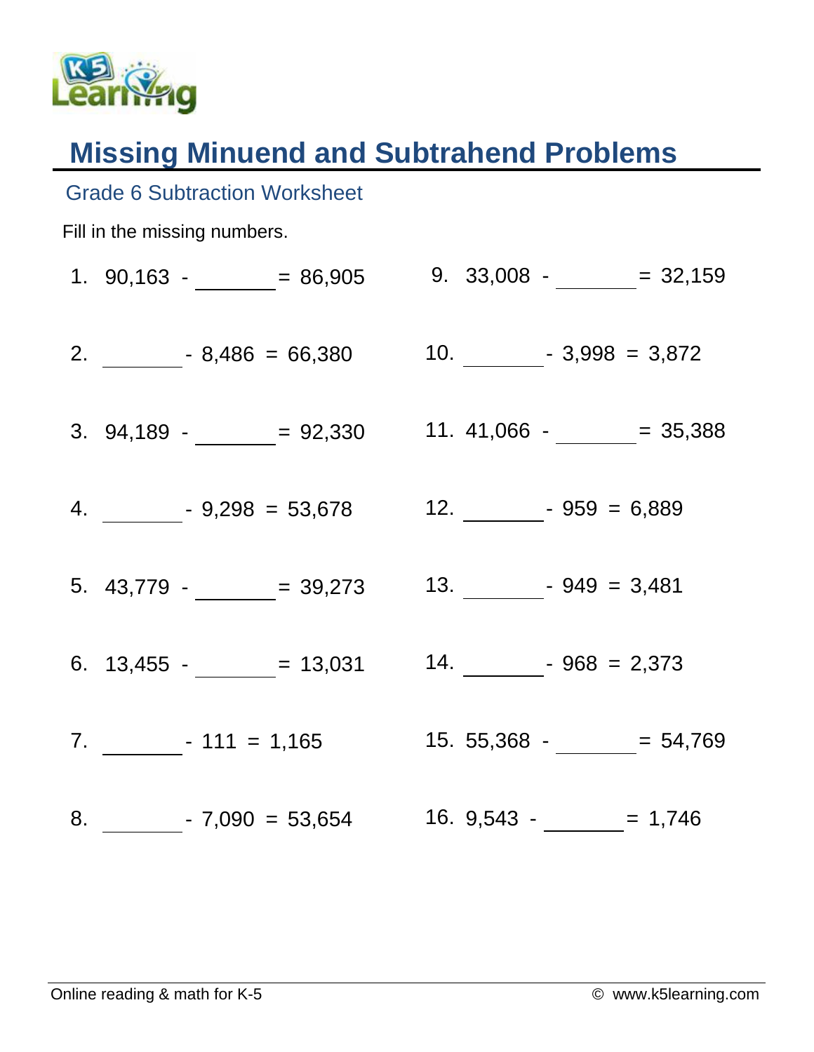# Missing Minuend and Subtrahend Problems

## Grade 6 Subtraction Worksheet

Fill in the missing numbers.

1. 90,163 - _______ = 86,905
2. _______ - 8,486 = 66,380
3. 94,189 - _______ = 92,330
4. _______ - 9,298 = 53,678
5. 43,779 - _______ = 39,273
6. 13,455 - _______ = 13,031
7. _______ - 111 = 1,165
8. _______ - 7,090 = 53,654
9. 33,008 - _______ = 32,159
10. _______ - 3,998 = 3,872
11. 41,066 - _______ = 35,388
12. _______ - 959 = 6,889
13. _______ - 949 = 3,481
14. _______ - 968 = 2,373
15. 55,368 - _______ = 54,769
16. 9,543 - _______ = 1,746

Online reading & math for K-5 © www.k5learning.com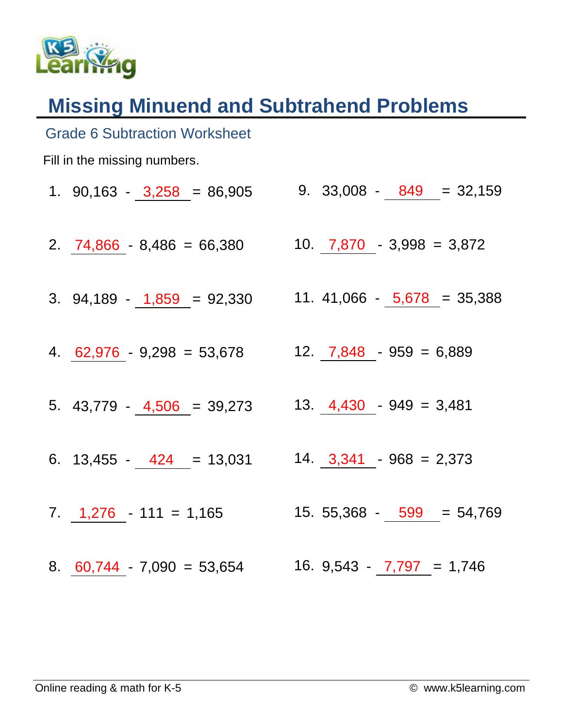# Missing Minuend and Subtrahend Problems

## Grade 6 Subtraction Worksheet

Fill in the missing numbers.

1. 90,163 - 3,258 = 86,905
2. 74,866 - 8,486 = 66,380
3. 94,189 - 1,859 = 92,330
4. 62,976 - 9,298 = 53,678
5. 43,779 - 4,506 = 39,273
6. 13,455 - 424 = 13,031
7. 1,276 - 111 = 1,165
8. 60,744 - 7,090 = 53,654
9. 33,008 - 849 = 32,159
10. 7,870 - 3,998 = 3,872
11. 41,066 - 5,678 = 35,388
12. 7,848 - 959 = 6,889
13. 4,430 - 949 = 3,481
14. 3,341 - 968 = 2,373
15. 55,368 - 599 = 54,769
16. 9,543 - 7,797 = 1,746